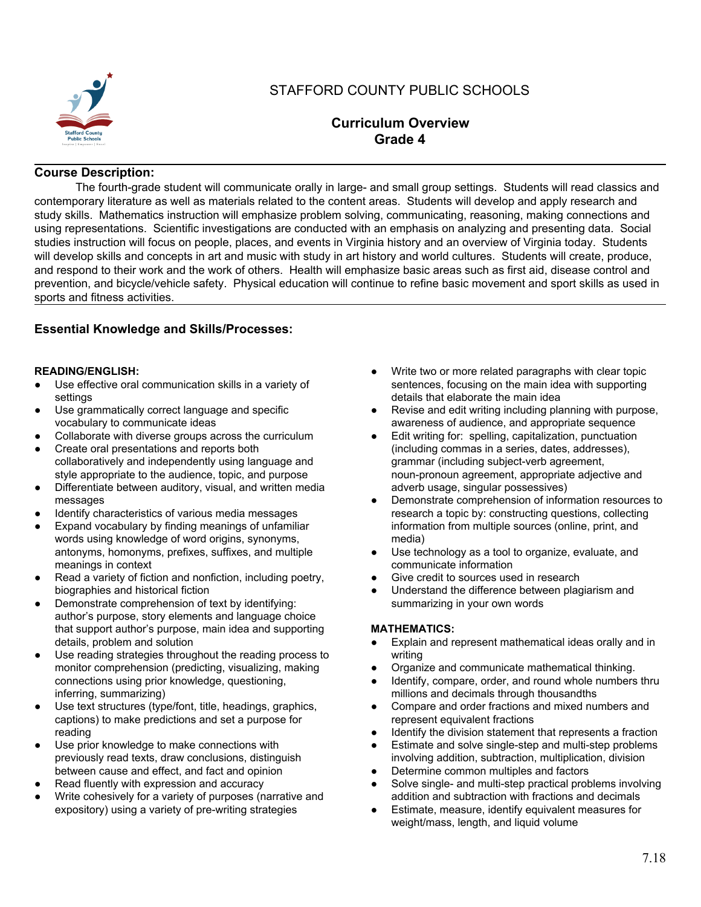# STAFFORD COUNTY PUBLIC SCHOOLS

## Curriculum Overview
## Grade 4

**Course Description:**

The fourth-grade student will communicate orally in large- and small group settings. Students will read classics and contemporary literature as well as materials related to the content areas. Students will develop and apply research and study skills. Mathematics instruction will emphasize problem solving, communicating, reasoning, making connections and using representations. Scientific investigations are conducted with an emphasis on analyzing and presenting data. Social studies instruction will focus on people, places, and events in Virginia history and an overview of Virginia today. Students will develop skills and concepts in art and music with study in art history and world cultures. Students will create, produce, and respond to their work and the work of others. Health will emphasize basic areas such as first aid, disease control and prevention, and bicycle/vehicle safety. Physical education will continue to refine basic movement and sport skills as used in sports and fitness activities.

### Essential Knowledge and Skills/Processes:

**READING/ENGLISH:**

- Use effective oral communication skills in a variety of settings
- Use grammatically correct language and specific vocabulary to communicate ideas
- Collaborate with diverse groups across the curriculum
- Create oral presentations and reports both collaboratively and independently using language and style appropriate to the audience, topic, and purpose
- Differentiate between auditory, visual, and written media messages
- Identify characteristics of various media messages
- Expand vocabulary by finding meanings of unfamiliar words using knowledge of word origins, synonyms, antonyms, homonyms, prefixes, suffixes, and multiple meanings in context
- Read a variety of fiction and nonfiction, including poetry, biographies and historical fiction
- Demonstrate comprehension of text by identifying: author's purpose, story elements and language choice that support author's purpose, main idea and supporting details, problem and solution
- Use reading strategies throughout the reading process to monitor comprehension (predicting, visualizing, making connections using prior knowledge, questioning, inferring, summarizing)
- Use text structures (type/font, title, headings, graphics, captions) to make predictions and set a purpose for reading
- Use prior knowledge to make connections with previously read texts, draw conclusions, distinguish between cause and effect, and fact and opinion
- Read fluently with expression and accuracy
- Write cohesively for a variety of purposes (narrative and expository) using a variety of pre-writing strategies
- Write two or more related paragraphs with clear topic sentences, focusing on the main idea with supporting details that elaborate the main idea
- Revise and edit writing including planning with purpose, awareness of audience, and appropriate sequence
- Edit writing for: spelling, capitalization, punctuation (including commas in a series, dates, addresses), grammar (including subject-verb agreement, noun-pronoun agreement, appropriate adjective and adverb usage, singular possessives)
- Demonstrate comprehension of information resources to research a topic by: constructing questions, collecting information from multiple sources (online, print, and media)
- Use technology as a tool to organize, evaluate, and communicate information
- Give credit to sources used in research
- Understand the difference between plagiarism and summarizing in your own words

**MATHEMATICS:**

- Explain and represent mathematical ideas orally and in writing
- Organize and communicate mathematical thinking.
- Identify, compare, order, and round whole numbers thru millions and decimals through thousandths
- Compare and order fractions and mixed numbers and represent equivalent fractions
- Identify the division statement that represents a fraction
- Estimate and solve single-step and multi-step problems involving addition, subtraction, multiplication, division
- Determine common multiples and factors
- Solve single- and multi-step practical problems involving addition and subtraction with fractions and decimals
- Estimate, measure, identify equivalent measures for weight/mass, length, and liquid volume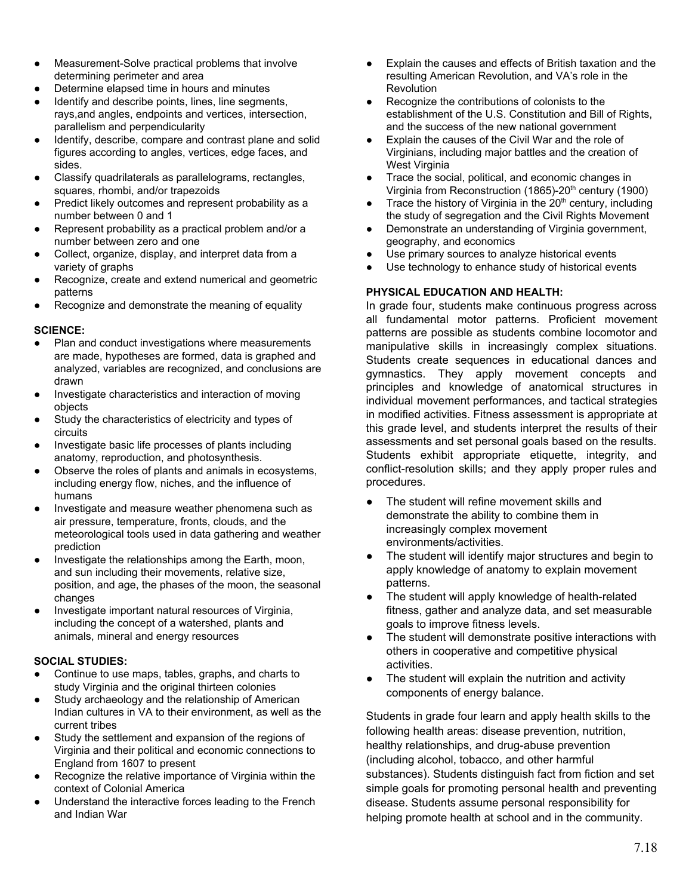- Measurement-Solve practical problems that involve determining perimeter and area
- Determine elapsed time in hours and minutes
- Identify and describe points, lines, line segments, rays,and angles, endpoints and vertices, intersection, parallelism and perpendicularity
- Identify, describe, compare and contrast plane and solid figures according to angles, vertices, edge faces, and sides.
- Classify quadrilaterals as parallelograms, rectangles, squares, rhombi, and/or trapezoids
- Predict likely outcomes and represent probability as a number between 0 and 1
- Represent probability as a practical problem and/or a number between zero and one
- Collect, organize, display, and interpret data from a variety of graphs
- Recognize, create and extend numerical and geometric patterns
- Recognize and demonstrate the meaning of equality

**SCIENCE:**

- Plan and conduct investigations where measurements are made, hypotheses are formed, data is graphed and analyzed, variables are recognized, and conclusions are drawn
- Investigate characteristics and interaction of moving objects
- Study the characteristics of electricity and types of circuits
- Investigate basic life processes of plants including anatomy, reproduction, and photosynthesis.
- Observe the roles of plants and animals in ecosystems, including energy flow, niches, and the influence of humans
- Investigate and measure weather phenomena such as air pressure, temperature, fronts, clouds, and the meteorological tools used in data gathering and weather prediction
- Investigate the relationships among the Earth, moon, and sun including their movements, relative size, position, and age, the phases of the moon, the seasonal changes
- Investigate important natural resources of Virginia, including the concept of a watershed, plants and animals, mineral and energy resources

**SOCIAL STUDIES:**

- Continue to use maps, tables, graphs, and charts to study Virginia and the original thirteen colonies
- Study archaeology and the relationship of American Indian cultures in VA to their environment, as well as the current tribes
- Study the settlement and expansion of the regions of Virginia and their political and economic connections to England from 1607 to present
- Recognize the relative importance of Virginia within the context of Colonial America
- Understand the interactive forces leading to the French and Indian War
- Explain the causes and effects of British taxation and the resulting American Revolution, and VA's role in the Revolution
- Recognize the contributions of colonists to the establishment of the U.S. Constitution and Bill of Rights, and the success of the new national government
- Explain the causes of the Civil War and the role of Virginians, including major battles and the creation of West Virginia
- Trace the social, political, and economic changes in Virginia from Reconstruction (1865)-20th century (1900)
- Trace the history of Virginia in the 20th century, including the study of segregation and the Civil Rights Movement
- Demonstrate an understanding of Virginia government, geography, and economics
- Use primary sources to analyze historical events
- Use technology to enhance study of historical events

**PHYSICAL EDUCATION AND HEALTH:**

In grade four, students make continuous progress across all fundamental motor patterns. Proficient movement patterns are possible as students combine locomotor and manipulative skills in increasingly complex situations. Students create sequences in educational dances and gymnastics. They apply movement concepts and principles and knowledge of anatomical structures in individual movement performances, and tactical strategies in modified activities. Fitness assessment is appropriate at this grade level, and students interpret the results of their assessments and set personal goals based on the results. Students exhibit appropriate etiquette, integrity, and conflict-resolution skills; and they apply proper rules and procedures.

- The student will refine movement skills and demonstrate the ability to combine them in increasingly complex movement environments/activities.
- The student will identify major structures and begin to apply knowledge of anatomy to explain movement patterns.
- The student will apply knowledge of health-related fitness, gather and analyze data, and set measurable goals to improve fitness levels.
- The student will demonstrate positive interactions with others in cooperative and competitive physical activities.
- The student will explain the nutrition and activity components of energy balance.

Students in grade four learn and apply health skills to the following health areas: disease prevention, nutrition, healthy relationships, and drug-abuse prevention (including alcohol, tobacco, and other harmful substances). Students distinguish fact from fiction and set simple goals for promoting personal health and preventing disease. Students assume personal responsibility for helping promote health at school and in the community.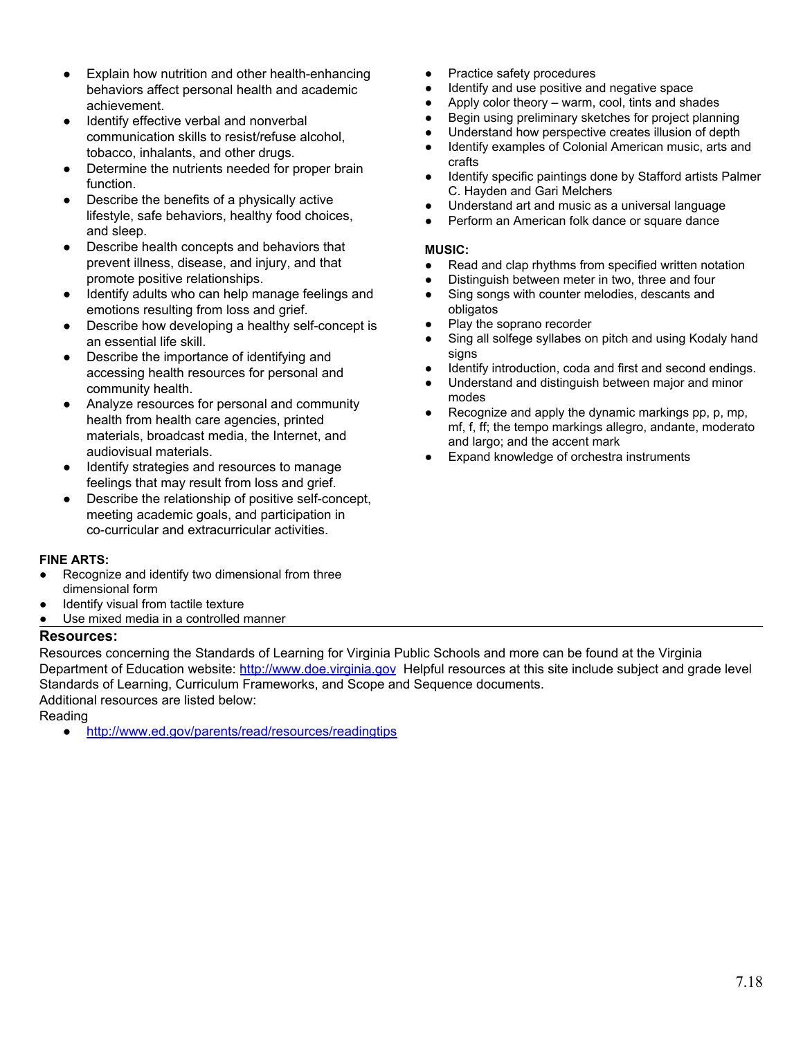- Explain how nutrition and other health-enhancing behaviors affect personal health and academic achievement.
- Identify effective verbal and nonverbal communication skills to resist/refuse alcohol, tobacco, inhalants, and other drugs.
- Determine the nutrients needed for proper brain function.
- Describe the benefits of a physically active lifestyle, safe behaviors, healthy food choices, and sleep.
- Describe health concepts and behaviors that prevent illness, disease, and injury, and that promote positive relationships.
- Identify adults who can help manage feelings and emotions resulting from loss and grief.
- Describe how developing a healthy self-concept is an essential life skill.
- Describe the importance of identifying and accessing health resources for personal and community health.
- Analyze resources for personal and community health from health care agencies, printed materials, broadcast media, the Internet, and audiovisual materials.
- Identify strategies and resources to manage feelings that may result from loss and grief.
- Describe the relationship of positive self-concept, meeting academic goals, and participation in co-curricular and extracurricular activities.

**FINE ARTS:**

- Recognize and identify two dimensional from three dimensional form
- Identify visual from tactile texture
- Use mixed media in a controlled manner
- Practice safety procedures
- Identify and use positive and negative space
- Apply color theory – warm, cool, tints and shades
- Begin using preliminary sketches for project planning
- Understand how perspective creates illusion of depth
- Identify examples of Colonial American music, arts and crafts
- Identify specific paintings done by Stafford artists Palmer C. Hayden and Gari Melchers
- Understand art and music as a universal language
- Perform an American folk dance or square dance

**MUSIC:**

- Read and clap rhythms from specified written notation
- Distinguish between meter in two, three and four
- Sing songs with counter melodies, descants and obligatos
- Play the soprano recorder
- Sing all solfege syllables on pitch and using Kodaly hand signs
- Identify introduction, coda and first and second endings.
- Understand and distinguish between major and minor modes
- Recognize and apply the dynamic markings pp, p, mp, mf, f, ff; the tempo markings allegro, andante, moderato and largo; and the accent mark
- Expand knowledge of orchestra instruments

## Resources:

Resources concerning the Standards of Learning for Virginia Public Schools and more can be found at the Virginia Department of Education website: http://www.doe.virginia.gov Helpful resources at this site include subject and grade level Standards of Learning, Curriculum Frameworks, and Scope and Sequence documents.
Additional resources are listed below:
Reading

- http://www.ed.gov/parents/read/resources/readingtips